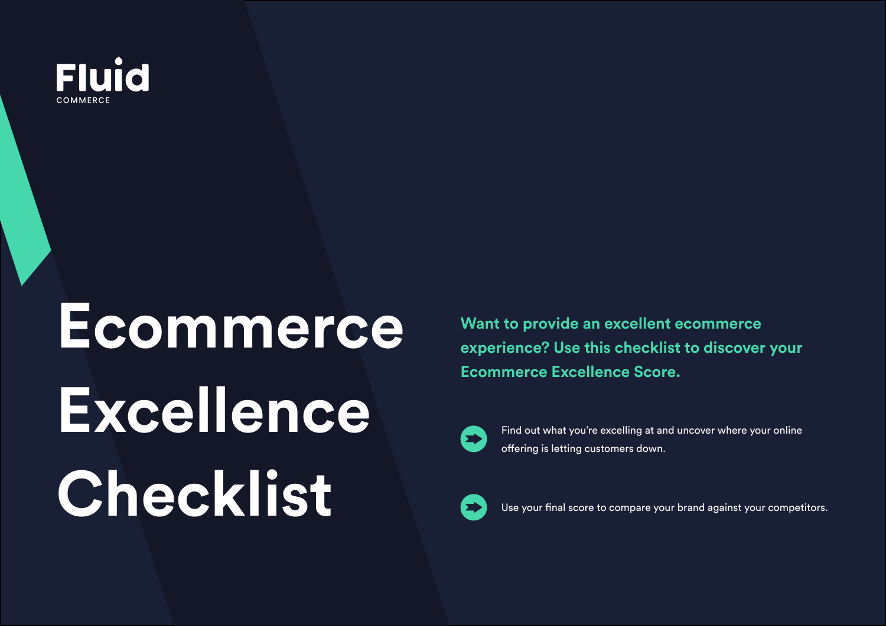Fluid
COMMERCE

# Ecommerce Excellence Checklist

**Want to provide an excellent ecommerce experience? Use this checklist to discover your Ecommerce Excellence Score.**

- Find out what you're excelling at and uncover where your online offering is letting customers down.
- Use your final score to compare your brand against your competitors.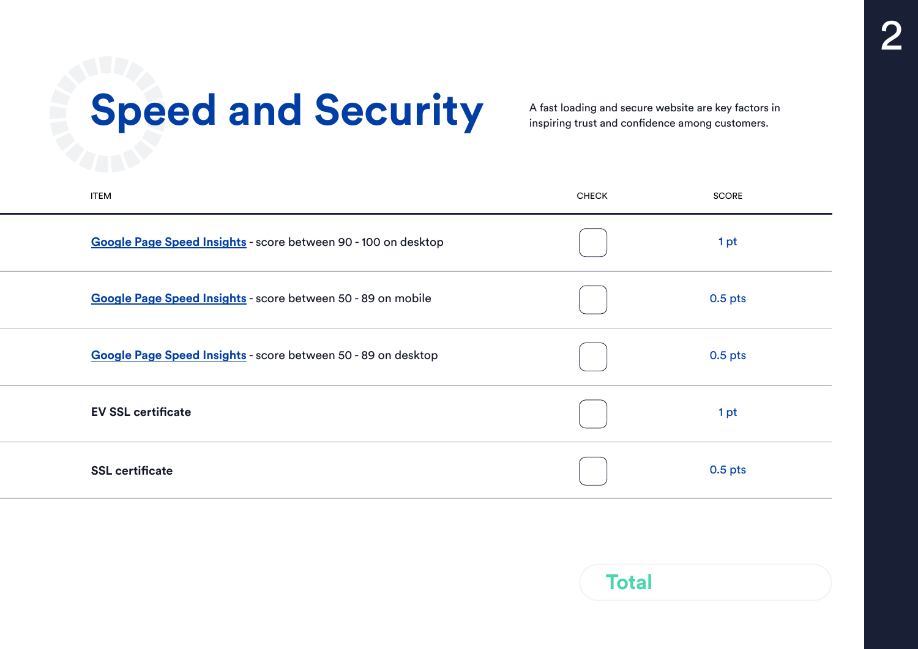# Speed and Security

A fast loading and secure website are key factors in inspiring trust and confidence among customers.

| ITEM | CHECK | SCORE |
| --- | --- | --- |
| Google Page Speed Insights - score between 90 - 100 on desktop | ☐ | 1 pt |
| Google Page Speed Insights - score between 50 - 89 on mobile | ☐ | 0.5 pts |
| Google Page Speed Insights - score between 50 - 89 on desktop | ☐ | 0.5 pts |
| **EV SSL certificate** | ☐ | 1 pt |
| **SSL certificate** | ☐ | 0.5 pts |

**Total**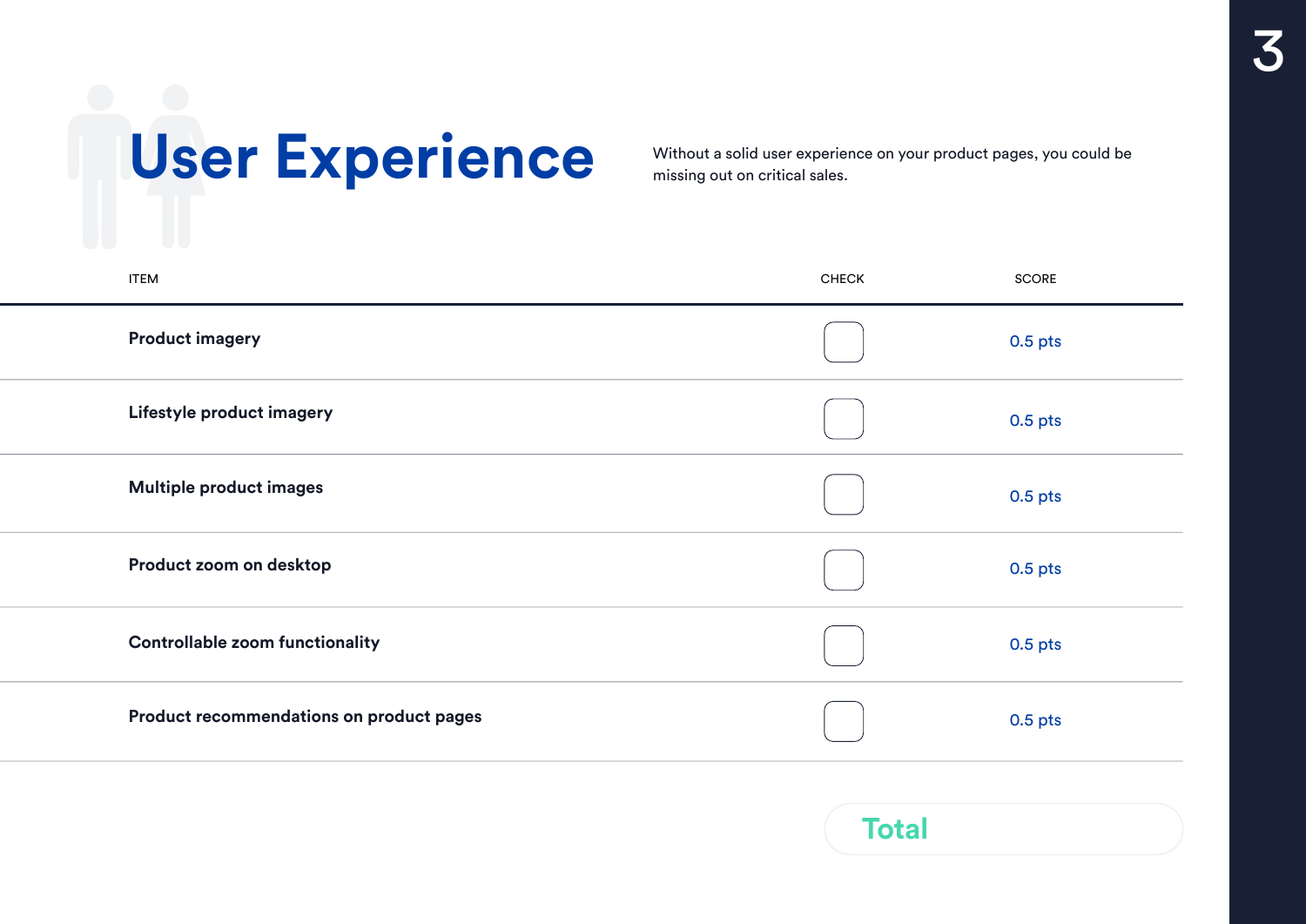# User Experience

Without a solid user experience on your product pages, you could be missing out on critical sales.

| ITEM | CHECK | SCORE |
| --- | --- | --- |
| **Product imagery** | ☐ | 0.5 pts |
| **Lifestyle product imagery** | ☐ | 0.5 pts |
| **Multiple product images** | ☐ | 0.5 pts |
| **Product zoom on desktop** | ☐ | 0.5 pts |
| **Controllable zoom functionality** | ☐ | 0.5 pts |
| **Product recommendations on product pages** | ☐ | 0.5 pts |

**Total**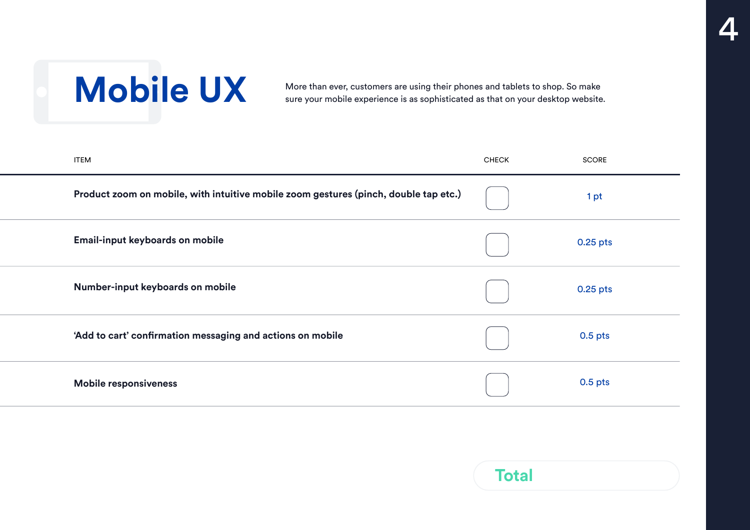# Mobile UX

More than ever, customers are using their phones and tablets to shop. So make sure your mobile experience is as sophisticated as that on your desktop website.

| ITEM | CHECK | SCORE |
| --- | --- | --- |
| **Product zoom on mobile, with intuitive mobile zoom gestures (pinch, double tap etc.)** | ☐ | 1 pt |
| **Email-input keyboards on mobile** | ☐ | 0.25 pts |
| **Number-input keyboards on mobile** | ☐ | 0.25 pts |
| **'Add to cart' confirmation messaging and actions on mobile** | ☐ | 0.5 pts |
| **Mobile responsiveness** | ☐ | 0.5 pts |

**Total**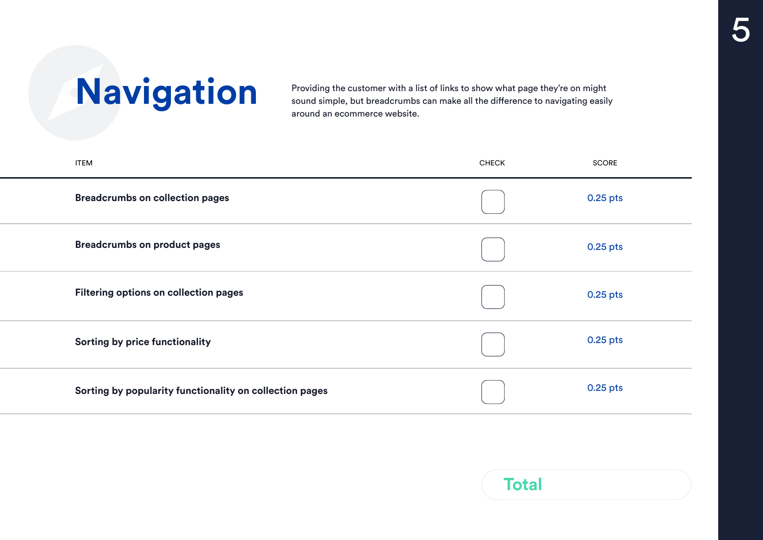# Navigation

Providing the customer with a list of links to show what page they're on might sound simple, but breadcrumbs can make all the difference to navigating easily around an ecommerce website.

| ITEM | CHECK | SCORE |
|---|---|---|
| **Breadcrumbs on collection pages** | ☐ | 0.25 pts |
| **Breadcrumbs on product pages** | ☐ | 0.25 pts |
| **Filtering options on collection pages** | ☐ | 0.25 pts |
| **Sorting by price functionality** | ☐ | 0.25 pts |
| **Sorting by popularity functionality on collection pages** | ☐ | 0.25 pts |

**Total**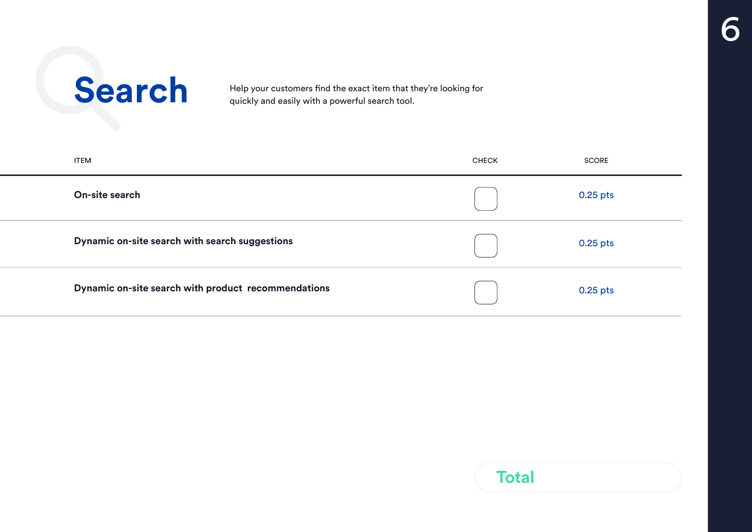# Search

Help your customers find the exact item that they're looking for quickly and easily with a powerful search tool.

| ITEM | CHECK | SCORE |
| --- | --- | --- |
| **On-site search** | ☐ | 0.25 pts |
| **Dynamic on-site search with search suggestions** | ☐ | 0.25 pts |
| **Dynamic on-site search with product recommendations** | ☐ | 0.25 pts |

**Total**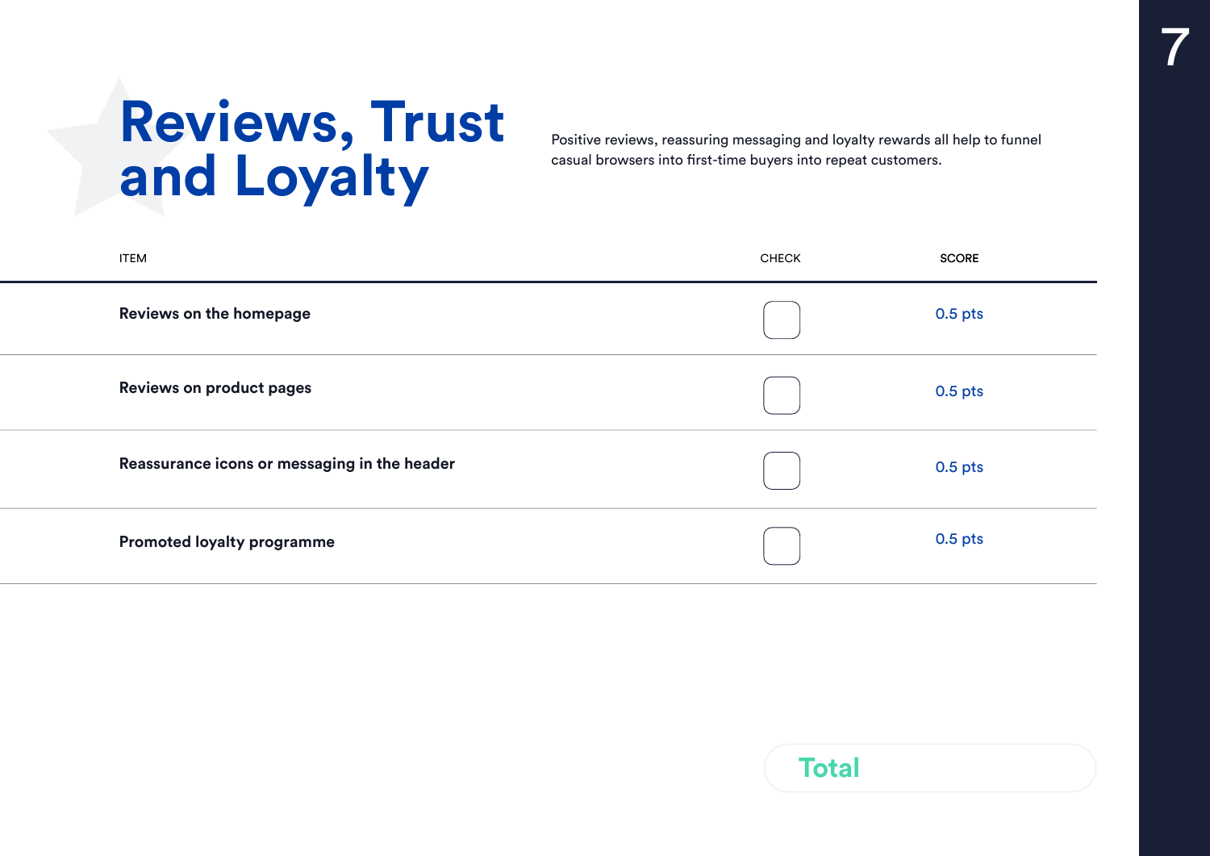# Reviews, Trust and Loyalty

Positive reviews, reassuring messaging and loyalty rewards all help to funnel casual browsers into first-time buyers into repeat customers.

| ITEM | CHECK | SCORE |
|---|---|---|
| **Reviews on the homepage** | ☐ | 0.5 pts |
| **Reviews on product pages** | ☐ | 0.5 pts |
| **Reassurance icons or messaging in the header** | ☐ | 0.5 pts |
| **Promoted loyalty programme** | ☐ | 0.5 pts |

**Total**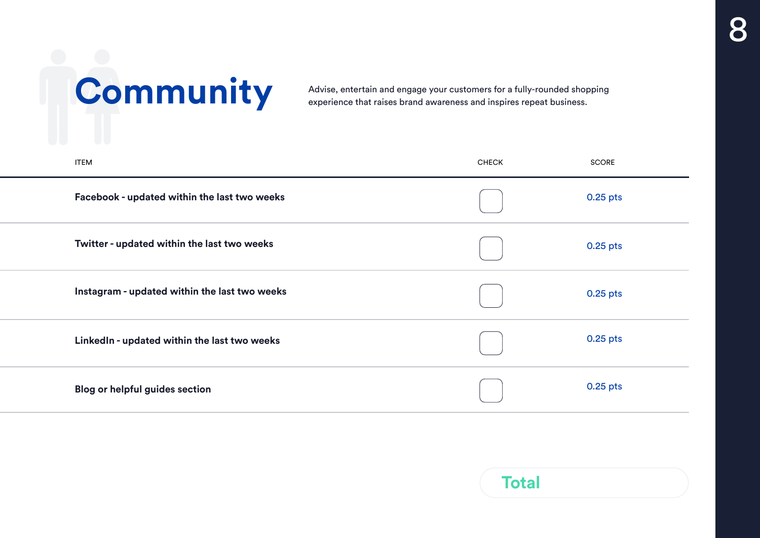# Community

Advise, entertain and engage your customers for a fully-rounded shopping experience that raises brand awareness and inspires repeat business.

| ITEM | CHECK | SCORE |
|---|---|---|
| **Facebook - updated within the last two weeks** | ☐ | 0.25 pts |
| **Twitter - updated within the last two weeks** | ☐ | 0.25 pts |
| **Instagram - updated within the last two weeks** | ☐ | 0.25 pts |
| **LinkedIn - updated within the last two weeks** | ☐ | 0.25 pts |
| **Blog or helpful guides section** | ☐ | 0.25 pts |

**Total**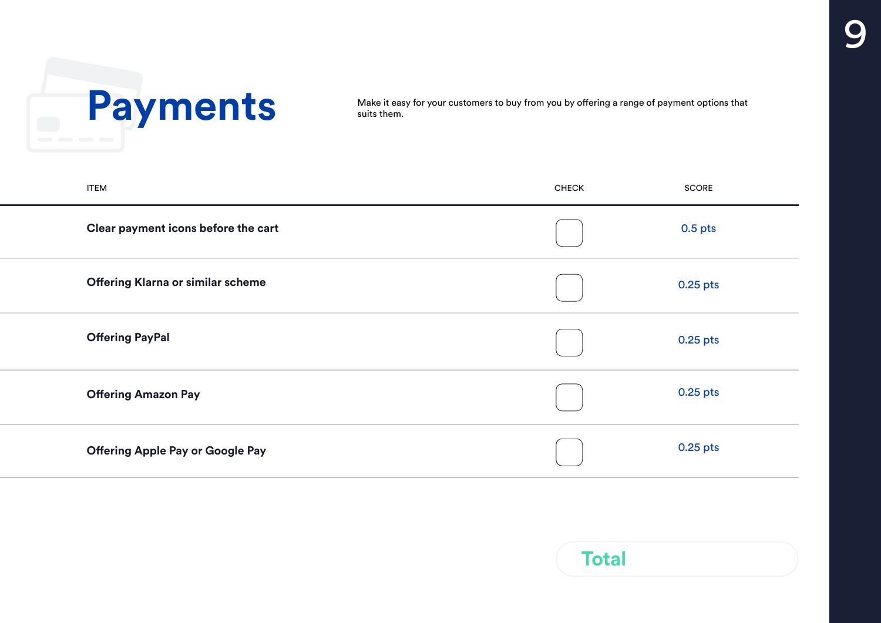# Payments

Make it easy for your customers to buy from you by offering a range of payment options that suits them.

| ITEM | CHECK | SCORE |
|---|---|---|
| **Clear payment icons before the cart** | ☐ | 0.5 pts |
| **Offering Klarna or similar scheme** | ☐ | 0.25 pts |
| **Offering PayPal** | ☐ | 0.25 pts |
| **Offering Amazon Pay** | ☐ | 0.25 pts |
| **Offering Apple Pay or Google Pay** | ☐ | 0.25 pts |

**Total**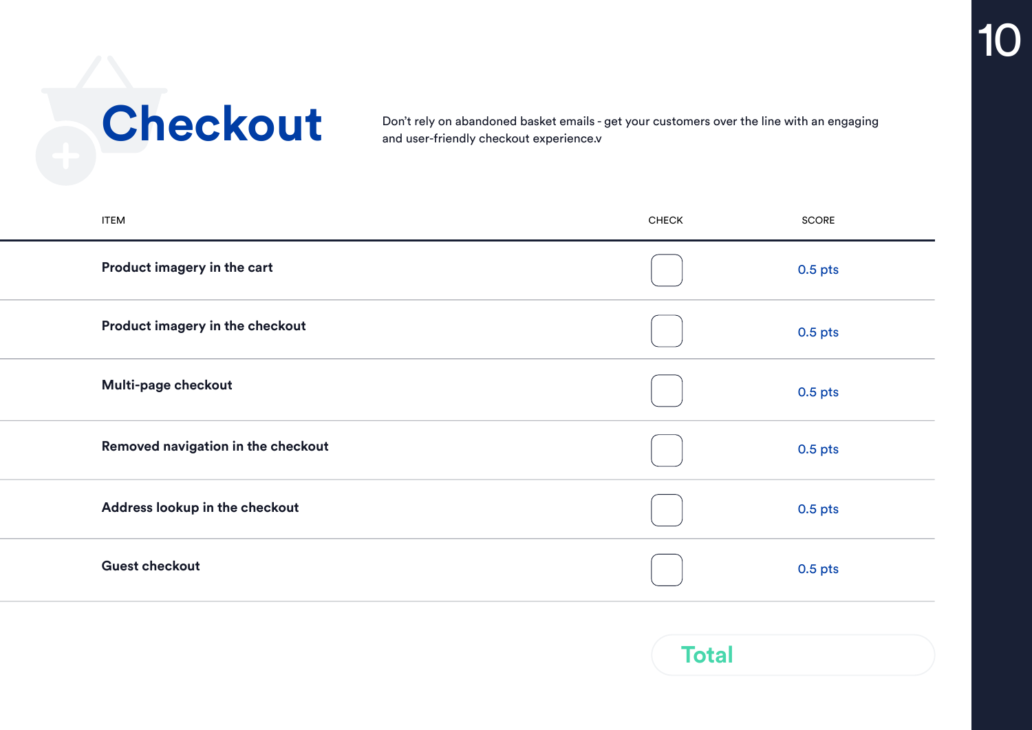# Checkout

Don't rely on abandoned basket emails - get your customers over the line with an engaging and user-friendly checkout experience.v

| ITEM | CHECK | SCORE |
| --- | --- | --- |
| **Product imagery in the cart** | ☐ | 0.5 pts |
| **Product imagery in the checkout** | ☐ | 0.5 pts |
| **Multi-page checkout** | ☐ | 0.5 pts |
| **Removed navigation in the checkout** | ☐ | 0.5 pts |
| **Address lookup in the checkout** | ☐ | 0.5 pts |
| **Guest checkout** | ☐ | 0.5 pts |

**Total**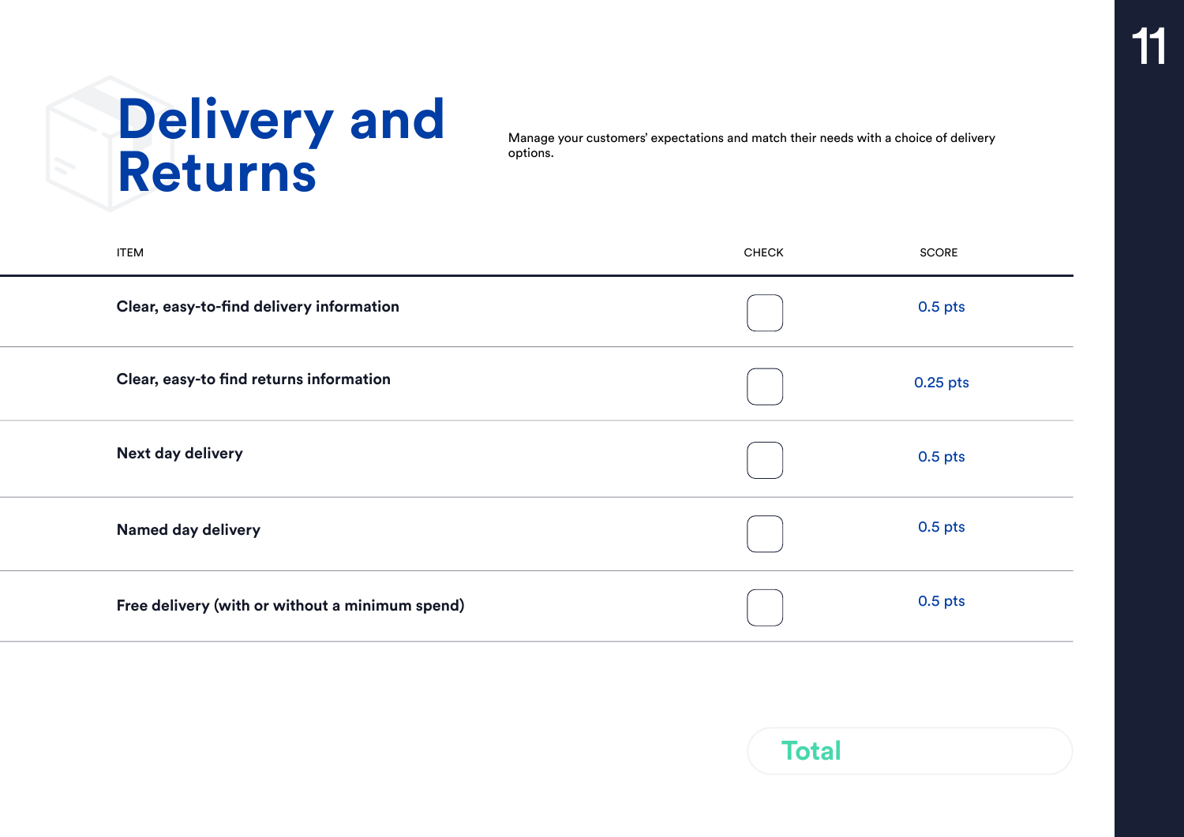# Delivery and Returns

Manage your customers' expectations and match their needs with a choice of delivery options.

| ITEM | CHECK | SCORE |
|---|---|---|
| **Clear, easy-to-find delivery information** | ☐ | 0.5 pts |
| **Clear, easy-to find returns information** | ☐ | 0.25 pts |
| **Next day delivery** | ☐ | 0.5 pts |
| **Named day delivery** | ☐ | 0.5 pts |
| **Free delivery (with or without a minimum spend)** | ☐ | 0.5 pts |

**Total**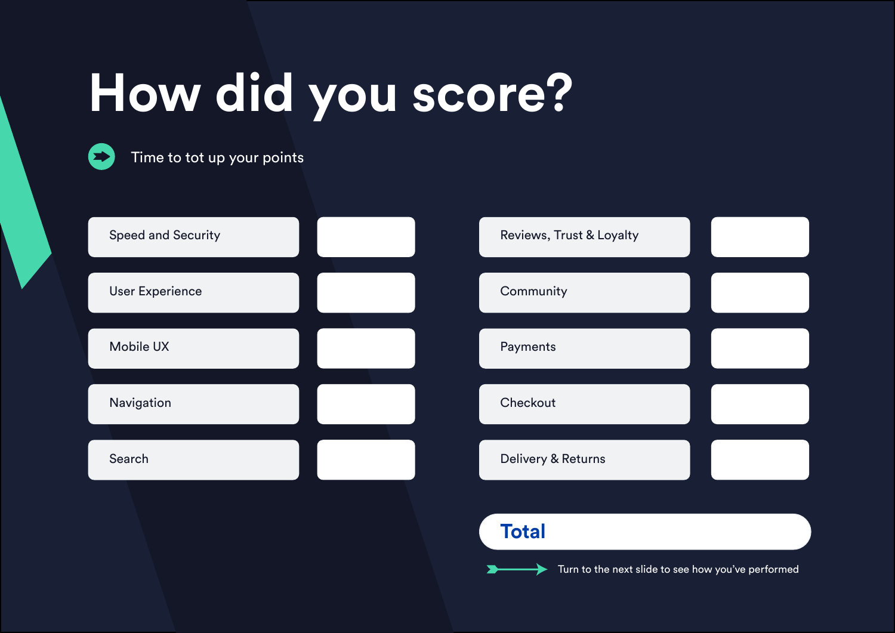# How did you score?

Time to tot up your points

| Category | Score |
| --- | --- |
| Speed and Security | |
| User Experience | |
| Mobile UX | |
| Navigation | |
| Search | |
| Reviews, Trust & Loyalty | |
| Community | |
| Payments | |
| Checkout | |
| Delivery & Returns | |
| **Total** | |

Turn to the next slide to see how you've performed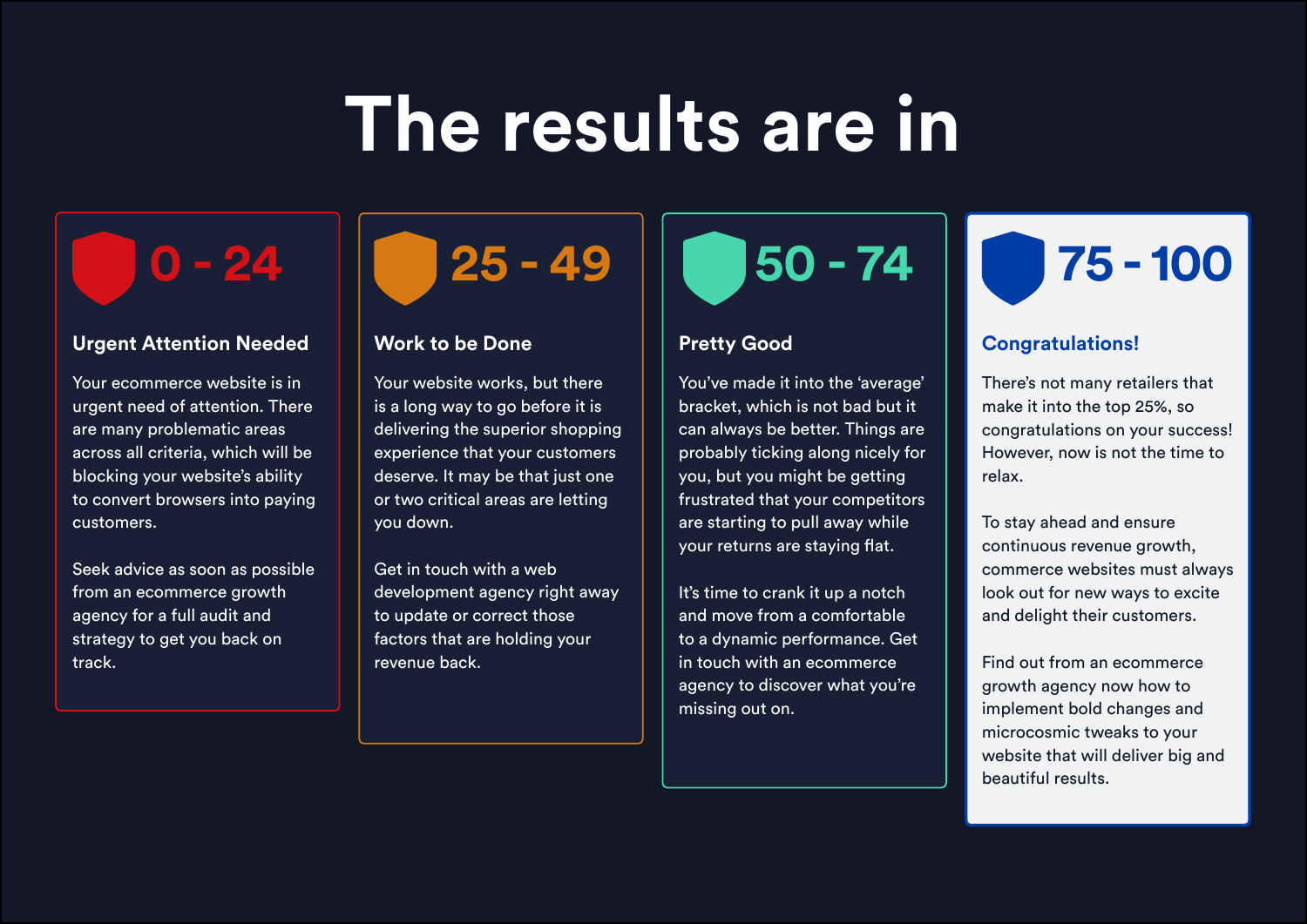# The results are in

## 0 - 24

### Urgent Attention Needed

Your ecommerce website is in urgent need of attention. There are many problematic areas across all criteria, which will be blocking your website's ability to convert browsers into paying customers.

Seek advice as soon as possible from an ecommerce growth agency for a full audit and strategy to get you back on track.

## 25 - 49

### Work to be Done

Your website works, but there is a long way to go before it is delivering the superior shopping experience that your customers deserve. It may be that just one or two critical areas are letting you down.

Get in touch with a web development agency right away to update or correct those factors that are holding your revenue back.

## 50 - 74

### Pretty Good

You've made it into the 'average' bracket, which is not bad but it can always be better. Things are probably ticking along nicely for you, but you might be getting frustrated that your competitors are starting to pull away while your returns are staying flat.

It's time to crank it up a notch and move from a comfortable to a dynamic performance. Get in touch with an ecommerce agency to discover what you're missing out on.

## 75 - 100

### Congratulations!

There's not many retailers that make it into the top 25%, so congratulations on your success! However, now is not the time to relax.

To stay ahead and ensure continuous revenue growth, commerce websites must always look out for new ways to excite and delight their customers.

Find out from an ecommerce growth agency now how to implement bold changes and microcosmic tweaks to your website that will deliver big and beautiful results.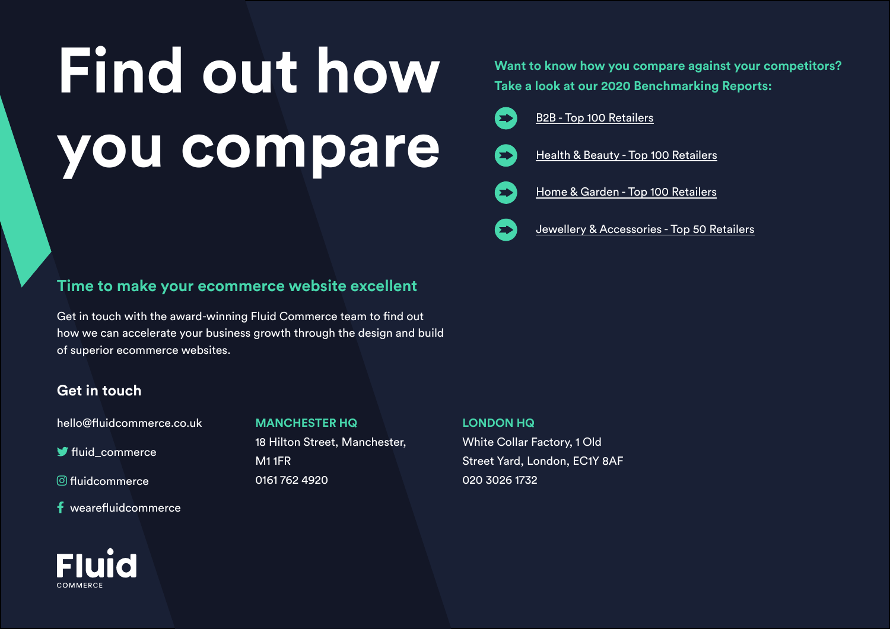# Find out how you compare

**Want to know how you compare against your competitors? Take a look at our 2020 Benchmarking Reports:**

- B2B - Top 100 Retailers
- Health & Beauty - Top 100 Retailers
- Home & Garden - Top 100 Retailers
- Jewellery & Accessories - Top 50 Retailers

## Time to make your ecommerce website excellent

Get in touch with the award-winning Fluid Commerce team to find out how we can accelerate your business growth through the design and build of superior ecommerce websites.

### Get in touch

hello@fluidcommerce.co.uk

fluid_commerce

fluidcommerce

wearefluidcommerce

**MANCHESTER HQ**
18 Hilton Street, Manchester, M1 1FR
0161 762 4920

**LONDON HQ**
White Collar Factory, 1 Old Street Yard, London, EC1Y 8AF
020 3026 1732

Fluid
COMMERCE